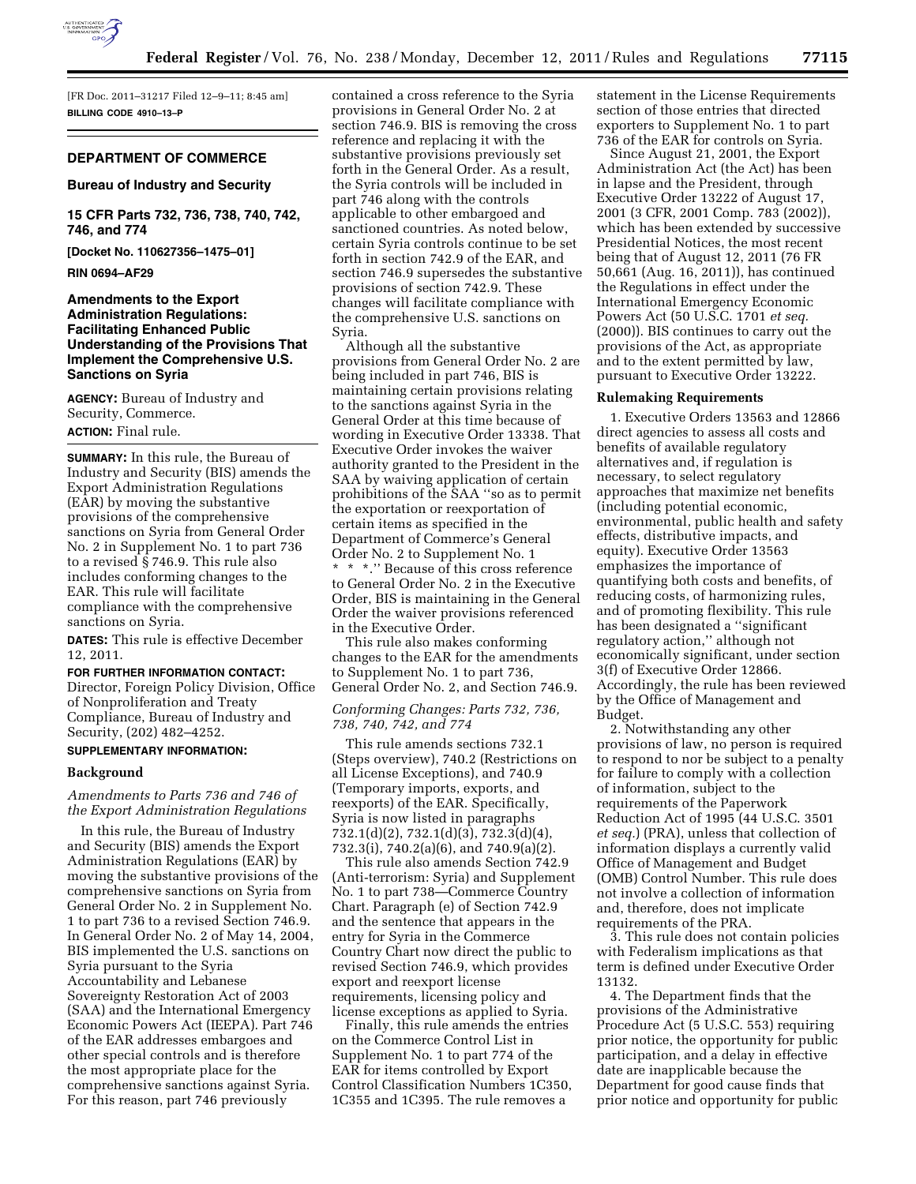[FR Doc. 2011–31217 Filed 12–9–11; 8:45 am]

**BILLING CODE 4910–13–P**

## DEPARTMENT OF COMMERCE

### Bureau of Industry and Security

### 15 CFR Parts 732, 736, 738, 740, 742, 746, and 774

**[Docket No. 110627356–1475–01]**

**RIN 0694–AF29**

### Amendments to the Export Administration Regulations: Facilitating Enhanced Public Understanding of the Provisions That Implement the Comprehensive U.S. Sanctions on Syria

**AGENCY:** Bureau of Industry and Security, Commerce.

**ACTION:** Final rule.

**SUMMARY:** In this rule, the Bureau of Industry and Security (BIS) amends the Export Administration Regulations (EAR) by moving the substantive provisions of the comprehensive sanctions on Syria from General Order No. 2 in Supplement No. 1 to part 736 to a revised § 746.9. This rule also includes conforming changes to the EAR. This rule will facilitate compliance with the comprehensive sanctions on Syria.

**DATES:** This rule is effective December 12, 2011.

**FOR FURTHER INFORMATION CONTACT:** Director, Foreign Policy Division, Office of Nonproliferation and Treaty Compliance, Bureau of Industry and Security, (202) 482–4252.

**SUPPLEMENTARY INFORMATION:**

### Background

*Amendments to Parts 736 and 746 of the Export Administration Regulations*

In this rule, the Bureau of Industry and Security (BIS) amends the Export Administration Regulations (EAR) by moving the substantive provisions of the comprehensive sanctions on Syria from General Order No. 2 in Supplement No. 1 to part 736 to a revised Section 746.9. In General Order No. 2 of May 14, 2004, BIS implemented the U.S. sanctions on Syria pursuant to the Syria Accountability and Lebanese Sovereignty Restoration Act of 2003 (SAA) and the International Emergency Economic Powers Act (IEEPA). Part 746 of the EAR addresses embargoes and other special controls and is therefore the most appropriate place for the comprehensive sanctions against Syria. For this reason, part 746 previously contained a cross reference to the Syria provisions in General Order No. 2 at section 746.9. BIS is removing the cross reference and replacing it with the substantive provisions previously set forth in the General Order. As a result, the Syria controls will be included in part 746 along with the controls applicable to other embargoed and sanctioned countries. As noted below, certain Syria controls continue to be set forth in section 742.9 of the EAR, and section 746.9 supersedes the substantive provisions of section 742.9. These changes will facilitate compliance with the comprehensive U.S. sanctions on Syria.

Although all the substantive provisions from General Order No. 2 are being included in part 746, BIS is maintaining certain provisions relating to the sanctions against Syria in the General Order at this time because of wording in Executive Order 13338. That Executive Order invokes the waiver authority granted to the President in the SAA by waiving application of certain prohibitions of the SAA ''so as to permit the exportation or reexportation of certain items as specified in the Department of Commerce's General Order No. 2 to Supplement No. 1 * * *.'' Because of this cross reference to General Order No. 2 in the Executive Order, BIS is maintaining in the General Order the waiver provisions referenced in the Executive Order.

This rule also makes conforming changes to the EAR for the amendments to Supplement No. 1 to part 736, General Order No. 2, and Section 746.9.

*Conforming Changes: Parts 732, 736, 738, 740, 742, and 774*

This rule amends sections 732.1 (Steps overview), 740.2 (Restrictions on all License Exceptions), and 740.9 (Temporary imports, exports, and reexports) of the EAR. Specifically, Syria is now listed in paragraphs 732.1(d)(2), 732.1(d)(3), 732.3(d)(4), 732.3(i), 740.2(a)(6), and 740.9(a)(2).

This rule also amends Section 742.9 (Anti-terrorism: Syria) and Supplement No. 1 to part 738—Commerce Country Chart. Paragraph (e) of Section 742.9 and the sentence that appears in the entry for Syria in the Commerce Country Chart now direct the public to revised Section 746.9, which provides export and reexport license requirements, licensing policy and license exceptions as applied to Syria.

Finally, this rule amends the entries on the Commerce Control List in Supplement No. 1 to part 774 of the EAR for items controlled by Export Control Classification Numbers 1C350, 1C355 and 1C395. The rule removes a statement in the License Requirements section of those entries that directed exporters to Supplement No. 1 to part 736 of the EAR for controls on Syria.

Since August 21, 2001, the Export Administration Act (the Act) has been in lapse and the President, through Executive Order 13222 of August 17, 2001 (3 CFR, 2001 Comp. 783 (2002)), which has been extended by successive Presidential Notices, the most recent being that of August 12, 2011 (76 FR 50,661 (Aug. 16, 2011)), has continued the Regulations in effect under the International Emergency Economic Powers Act (50 U.S.C. 1701 *et seq.* (2000)). BIS continues to carry out the provisions of the Act, as appropriate and to the extent permitted by law, pursuant to Executive Order 13222.

### Rulemaking Requirements

1. Executive Orders 13563 and 12866 direct agencies to assess all costs and benefits of available regulatory alternatives and, if regulation is necessary, to select regulatory approaches that maximize net benefits (including potential economic, environmental, public health and safety effects, distributive impacts, and equity). Executive Order 13563 emphasizes the importance of quantifying both costs and benefits, of reducing costs, of harmonizing rules, and of promoting flexibility. This rule has been designated a ''significant regulatory action,'' although not economically significant, under section 3(f) of Executive Order 12866. Accordingly, the rule has been reviewed by the Office of Management and Budget.

2. Notwithstanding any other provisions of law, no person is required to respond to nor be subject to a penalty for failure to comply with a collection of information, subject to the requirements of the Paperwork Reduction Act of 1995 (44 U.S.C. 3501 *et seq.*) (PRA), unless that collection of information displays a currently valid Office of Management and Budget (OMB) Control Number. This rule does not involve a collection of information and, therefore, does not implicate requirements of the PRA.

3. This rule does not contain policies with Federalism implications as that term is defined under Executive Order 13132.

4. The Department finds that the provisions of the Administrative Procedure Act (5 U.S.C. 553) requiring prior notice, the opportunity for public participation, and a delay in effective date are inapplicable because the Department for good cause finds that prior notice and opportunity for public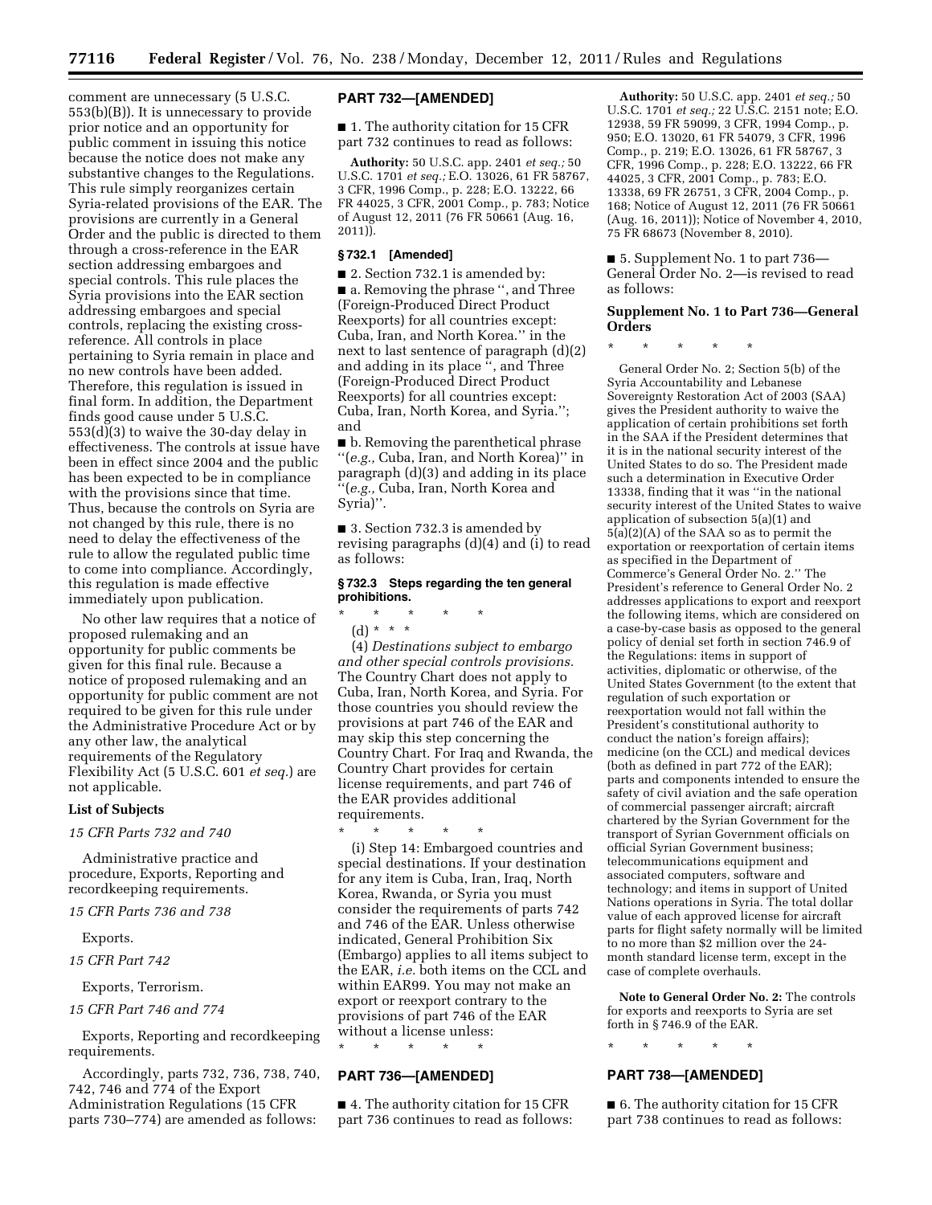comment are unnecessary (5 U.S.C. 553(b)(B)). It is unnecessary to provide prior notice and an opportunity for public comment in issuing this notice because the notice does not make any substantive changes to the Regulations. This rule simply reorganizes certain Syria-related provisions of the EAR. The provisions are currently in a General Order and the public is directed to them through a cross-reference in the EAR section addressing embargoes and special controls. This rule places the Syria provisions into the EAR section addressing embargoes and special controls, replacing the existing cross-reference. All controls in place pertaining to Syria remain in place and no new controls have been added. Therefore, this regulation is issued in final form. In addition, the Department finds good cause under 5 U.S.C. 553(d)(3) to waive the 30-day delay in effectiveness. The controls at issue have been in effect since 2004 and the public has been expected to be in compliance with the provisions since that time. Thus, because the controls on Syria are not changed by this rule, there is no need to delay the effectiveness of the rule to allow the regulated public time to come into compliance. Accordingly, this regulation is made effective immediately upon publication.

No other law requires that a notice of proposed rulemaking and an opportunity for public comments be given for this final rule. Because a notice of proposed rulemaking and an opportunity for public comment are not required to be given for this rule under the Administrative Procedure Act or by any other law, the analytical requirements of the Regulatory Flexibility Act (5 U.S.C. 601 *et seq.*) are not applicable.

**List of Subjects**

*15 CFR Parts 732 and 740*

Administrative practice and procedure, Exports, Reporting and recordkeeping requirements.

*15 CFR Parts 736 and 738*

Exports.

*15 CFR Part 742*

Exports, Terrorism.

*15 CFR Part 746 and 774*

Exports, Reporting and recordkeeping requirements.

Accordingly, parts 732, 736, 738, 740, 742, 746 and 774 of the Export Administration Regulations (15 CFR parts 730–774) are amended as follows:

## PART 732—[AMENDED]

■ 1. The authority citation for 15 CFR part 732 continues to read as follows:

**Authority:** 50 U.S.C. app. 2401 *et seq.;* 50 U.S.C. 1701 *et seq.;* E.O. 13026, 61 FR 58767, 3 CFR, 1996 Comp., p. 228; E.O. 13222, 66 FR 44025, 3 CFR, 2001 Comp., p. 783; Notice of August 12, 2011 (76 FR 50661 (Aug. 16, 2011)).

### § 732.1 [Amended]

■ 2. Section 732.1 is amended by:

■ a. Removing the phrase '', and Three (Foreign-Produced Direct Product Reexports) for all countries except: Cuba, Iran, and North Korea.'' in the next to last sentence of paragraph (d)(2) and adding in its place '', and Three (Foreign-Produced Direct Product Reexports) for all countries except: Cuba, Iran, North Korea, and Syria.''; and

■ b. Removing the parenthetical phrase ''(*e.g.,* Cuba, Iran, and North Korea)'' in paragraph (d)(3) and adding in its place ''(*e.g.,* Cuba, Iran, North Korea and Syria)''.

■ 3. Section 732.3 is amended by revising paragraphs (d)(4) and (i) to read as follows:

### § 732.3 Steps regarding the ten general prohibitions.

\* \* \* \* \*

(d) \* \* \*

(4) *Destinations subject to embargo and other special controls provisions.* The Country Chart does not apply to Cuba, Iran, North Korea, and Syria. For those countries you should review the provisions at part 746 of the EAR and may skip this step concerning the Country Chart. For Iraq and Rwanda, the Country Chart provides for certain license requirements, and part 746 of the EAR provides additional requirements.

\* \* \* \* \*

(i) Step 14: Embargoed countries and special destinations. If your destination for any item is Cuba, Iran, Iraq, North Korea, Rwanda, or Syria you must consider the requirements of parts 742 and 746 of the EAR. Unless otherwise indicated, General Prohibition Six (Embargo) applies to all items subject to the EAR, *i.e.* both items on the CCL and within EAR99. You may not make an export or reexport contrary to the provisions of part 746 of the EAR without a license unless:

\* \* \* \* \*

## PART 736—[AMENDED]

■ 4. The authority citation for 15 CFR part 736 continues to read as follows:

**Authority:** 50 U.S.C. app. 2401 *et seq.;* 50 U.S.C. 1701 *et seq.;* 22 U.S.C. 2151 note; E.O. 12938, 59 FR 59099, 3 CFR, 1994 Comp., p. 950; E.O. 13020, 61 FR 54079, 3 CFR, 1996 Comp., p. 219; E.O. 13026, 61 FR 58767, 3 CFR, 1996 Comp., p. 228; E.O. 13222, 66 FR 44025, 3 CFR, 2001 Comp., p. 783; E.O. 13338, 69 FR 26751, 3 CFR, 2004 Comp., p. 168; Notice of August 12, 2011 (76 FR 50661 (Aug. 16, 2011)); Notice of November 4, 2010, 75 FR 68673 (November 8, 2010).

■ 5. Supplement No. 1 to part 736—General Order No. 2—is revised to read as follows:

### Supplement No. 1 to Part 736—General Orders

\* \* \* \* \*

General Order No. 2; Section 5(b) of the Syria Accountability and Lebanese Sovereignty Restoration Act of 2003 (SAA) gives the President authority to waive the application of certain prohibitions set forth in the SAA if the President determines that it is in the national security interest of the United States to do so. The President made such a determination in Executive Order 13338, finding that it was ''in the national security interest of the United States to waive application of subsection 5(a)(1) and 5(a)(2)(A) of the SAA so as to permit the exportation or reexportation of certain items as specified in the Department of Commerce's General Order No. 2.'' The President's reference to General Order No. 2 addresses applications to export and reexport the following items, which are considered on a case-by-case basis as opposed to the general policy of denial set forth in section 746.9 of the Regulations: items in support of activities, diplomatic or otherwise, of the United States Government (to the extent that regulation of such exportation or reexportation would not fall within the President's constitutional authority to conduct the nation's foreign affairs); medicine (on the CCL) and medical devices (both as defined in part 772 of the EAR); parts and components intended to ensure the safety of civil aviation and the safe operation of commercial passenger aircraft; aircraft chartered by the Syrian Government for the transport of Syrian Government officials on official Syrian Government business; telecommunications equipment and associated computers, software and technology; and items in support of United Nations operations in Syria. The total dollar value of each approved license for aircraft parts for flight safety normally will be limited to no more than $2 million over the 24-month standard license term, except in the case of complete overhauls.

**Note to General Order No. 2:** The controls for exports and reexports to Syria are set forth in § 746.9 of the EAR.

\* \* \* \* \*

## PART 738—[AMENDED]

■ 6. The authority citation for 15 CFR part 738 continues to read as follows: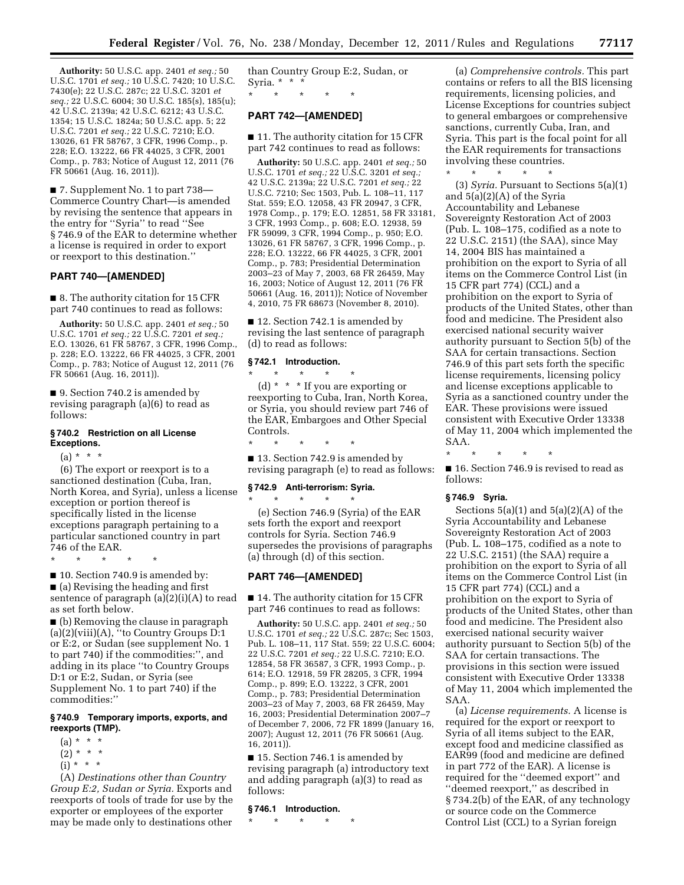**Authority:** 50 U.S.C. app. 2401 *et seq.;* 50 U.S.C. 1701 *et seq.;* 10 U.S.C. 7420; 10 U.S.C. 7430(e); 22 U.S.C. 287c; 22 U.S.C. 3201 *et seq.;* 22 U.S.C. 6004; 30 U.S.C. 185(s), 185(u); 42 U.S.C. 2139a; 42 U.S.C. 6212; 43 U.S.C. 1354; 15 U.S.C. 1824a; 50 U.S.C. app. 5; 22 U.S.C. 7201 *et seq.;* 22 U.S.C. 7210; E.O. 13026, 61 FR 58767, 3 CFR, 1996 Comp., p. 228; E.O. 13222, 66 FR 44025, 3 CFR, 2001 Comp., p. 783; Notice of August 12, 2011 (76 FR 50661 (Aug. 16, 2011)).

■ 7. Supplement No. 1 to part 738—Commerce Country Chart—is amended by revising the sentence that appears in the entry for ''Syria'' to read ''See § 746.9 of the EAR to determine whether a license is required in order to export or reexport to this destination.''

## PART 740—[AMENDED]

■ 8. The authority citation for 15 CFR part 740 continues to read as follows:

**Authority:** 50 U.S.C. app. 2401 *et seq.;* 50 U.S.C. 1701 *et seq.;* 22 U.S.C. 7201 *et seq.;* E.O. 13026, 61 FR 58767, 3 CFR, 1996 Comp., p. 228; E.O. 13222, 66 FR 44025, 3 CFR, 2001 Comp., p. 783; Notice of August 12, 2011 (76 FR 50661 (Aug. 16, 2011)).

■ 9. Section 740.2 is amended by revising paragraph (a)(6) to read as follows:

### § 740.2 Restriction on all License Exceptions.

(a) * * *

(6) The export or reexport is to a sanctioned destination (Cuba, Iran, North Korea, and Syria), unless a license exception or portion thereof is specifically listed in the license exceptions paragraph pertaining to a particular sanctioned country in part 746 of the EAR.

\* \* \* \* \*

■ 10. Section 740.9 is amended by:

■ (a) Revising the heading and first sentence of paragraph (a)(2)(i)(A) to read as set forth below.

■ (b) Removing the clause in paragraph (a)(2)(viii)(A), ''to Country Groups D:1 or E:2, or Sudan (see supplement No. 1 to part 740) if the commodities:'', and adding in its place ''to Country Groups D:1 or E:2, Sudan, or Syria (see Supplement No. 1 to part 740) if the commodities:''

### § 740.9 Temporary imports, exports, and reexports (TMP).

(a) * * *

(2) * * *

(i) * * *

(A) *Destinations other than Country Group E:2, Sudan or Syria.* Exports and reexports of tools of trade for use by the exporter or employees of the exporter may be made only to destinations other than Country Group E:2, Sudan, or Syria. * * *

\* \* \* \* \*

## PART 742—[AMENDED]

■ 11. The authority citation for 15 CFR part 742 continues to read as follows:

**Authority:** 50 U.S.C. app. 2401 *et seq.;* 50 U.S.C. 1701 *et seq.;* 22 U.S.C. 3201 *et seq.;* 42 U.S.C. 2139a; 22 U.S.C. 7201 *et seq.;* 22 U.S.C. 7210; Sec 1503, Pub. L. 108–11, 117 Stat. 559; E.O. 12058, 43 FR 20947, 3 CFR, 1978 Comp., p. 179; E.O. 12851, 58 FR 33181, 3 CFR, 1993 Comp., p. 608; E.O. 12938, 59 FR 59099, 3 CFR, 1994 Comp., p. 950; E.O. 13026, 61 FR 58767, 3 CFR, 1996 Comp., p. 228; E.O. 13222, 66 FR 44025, 3 CFR, 2001 Comp., p. 783; Presidential Determination 2003–23 of May 7, 2003, 68 FR 26459, May 16, 2003; Notice of August 12, 2011 (76 FR 50661 (Aug. 16, 2011)); Notice of November 4, 2010, 75 FR 68673 (November 8, 2010).

■ 12. Section 742.1 is amended by revising the last sentence of paragraph (d) to read as follows:

### § 742.1 Introduction.

\* \* \* \* \*

(d) * * * If you are exporting or reexporting to Cuba, Iran, North Korea, or Syria, you should review part 746 of the EAR, Embargoes and Other Special Controls.

\* \* \* \* \*

■ 13. Section 742.9 is amended by revising paragraph (e) to read as follows:

### § 742.9 Anti-terrorism: Syria.

\* \* \* \* \*

(e) Section 746.9 (Syria) of the EAR sets forth the export and reexport controls for Syria. Section 746.9 supersedes the provisions of paragraphs (a) through (d) of this section.

## PART 746—[AMENDED]

■ 14. The authority citation for 15 CFR part 746 continues to read as follows:

**Authority:** 50 U.S.C. app. 2401 *et seq.;* 50 U.S.C. 1701 *et seq.;* 22 U.S.C. 287c; Sec 1503, Pub. L. 108–11, 117 Stat. 559; 22 U.S.C. 6004; 22 U.S.C. 7201 *et seq.;* 22 U.S.C. 7210; E.O. 12854, 58 FR 36587, 3 CFR, 1993 Comp., p. 614; E.O. 12918, 59 FR 28205, 3 CFR, 1994 Comp., p. 899; E.O. 13222, 3 CFR, 2001 Comp., p. 783; Presidential Determination 2003–23 of May 7, 2003, 68 FR 26459, May 16, 2003; Presidential Determination 2007–7 of December 7, 2006, 72 FR 1899 (January 16, 2007); August 12, 2011 (76 FR 50661 (Aug. 16, 2011)).

■ 15. Section 746.1 is amended by revising paragraph (a) introductory text and adding paragraph (a)(3) to read as follows:

### § 746.1 Introduction.

\* \* \* \* \*

(a) *Comprehensive controls.* This part contains or refers to all the BIS licensing requirements, licensing policies, and License Exceptions for countries subject to general embargoes or comprehensive sanctions, currently Cuba, Iran, and Syria. This part is the focal point for all the EAR requirements for transactions involving these countries.

\* \* \* \* \*

(3) *Syria.* Pursuant to Sections 5(a)(1) and 5(a)(2)(A) of the Syria Accountability and Lebanese Sovereignty Restoration Act of 2003 (Pub. L. 108–175, codified as a note to 22 U.S.C. 2151) (the SAA), since May 14, 2004 BIS has maintained a prohibition on the export to Syria of all items on the Commerce Control List (in 15 CFR part 774) (CCL) and a prohibition on the export to Syria of products of the United States, other than food and medicine. The President also exercised national security waiver authority pursuant to Section 5(b) of the SAA for certain transactions. Section 746.9 of this part sets forth the specific license requirements, licensing policy and license exceptions applicable to Syria as a sanctioned country under the EAR. These provisions were issued consistent with Executive Order 13338 of May 11, 2004 which implemented the SAA.

\* \* \* \* \*

■ 16. Section 746.9 is revised to read as follows:

### § 746.9 Syria.

Sections 5(a)(1) and 5(a)(2)(A) of the Syria Accountability and Lebanese Sovereignty Restoration Act of 2003 (Pub. L. 108–175, codified as a note to 22 U.S.C. 2151) (the SAA) require a prohibition on the export to Syria of all items on the Commerce Control List (in 15 CFR part 774) (CCL) and a prohibition on the export to Syria of products of the United States, other than food and medicine. The President also exercised national security waiver authority pursuant to Section 5(b) of the SAA for certain transactions. The provisions in this section were issued consistent with Executive Order 13338 of May 11, 2004 which implemented the SAA.

(a) *License requirements.* A license is required for the export or reexport to Syria of all items subject to the EAR, except food and medicine classified as EAR99 (food and medicine are defined in part 772 of the EAR). A license is required for the ''deemed export'' and ''deemed reexport,'' as described in § 734.2(b) of the EAR, of any technology or source code on the Commerce Control List (CCL) to a Syrian foreign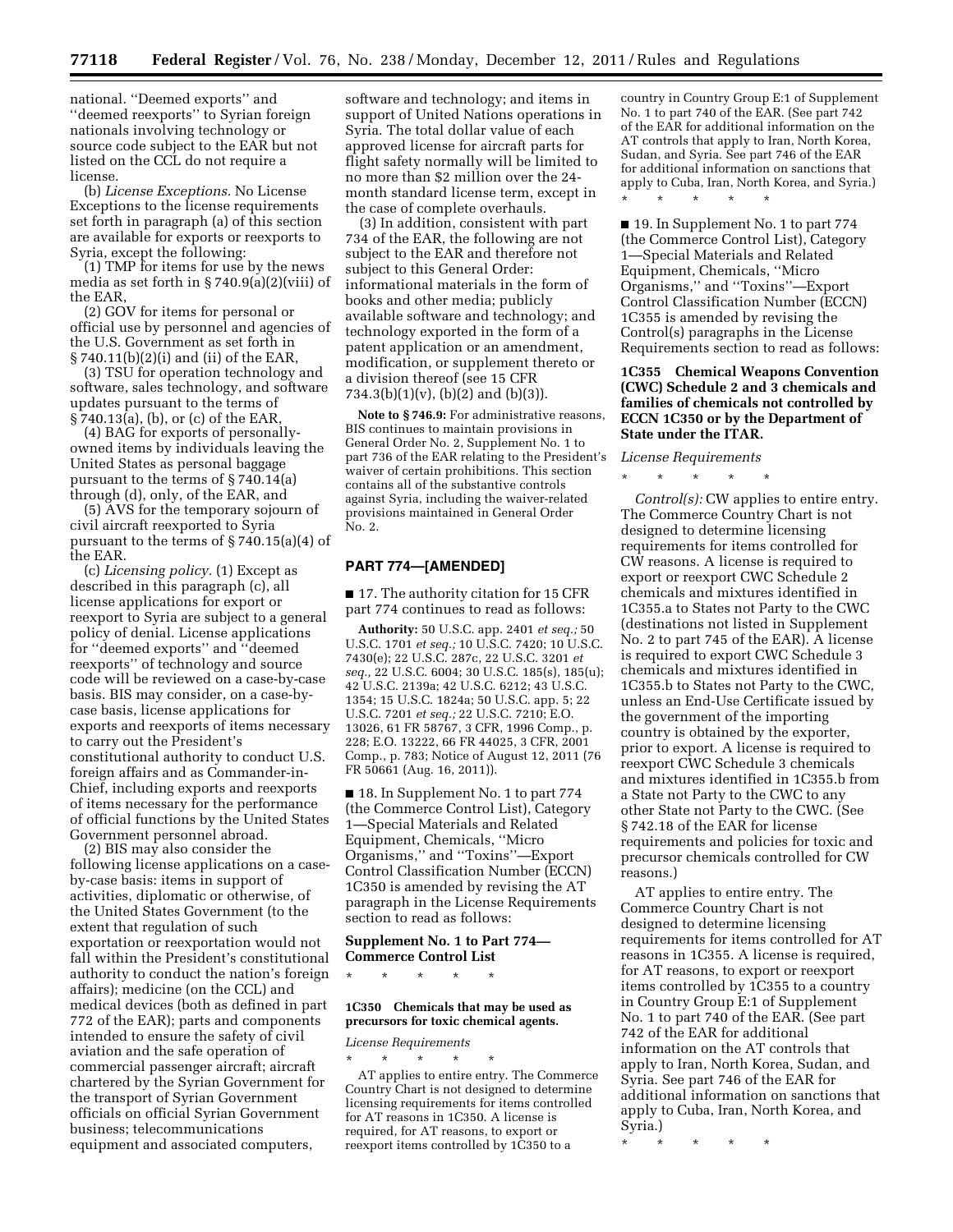national. ''Deemed exports'' and ''deemed reexports'' to Syrian foreign nationals involving technology or source code subject to the EAR but not listed on the CCL do not require a license.

(b) *License Exceptions.* No License Exceptions to the license requirements set forth in paragraph (a) of this section are available for exports or reexports to Syria, except the following:

(1) TMP for items for use by the news media as set forth in § 740.9(a)(2)(viii) of the EAR,

(2) GOV for items for personal or official use by personnel and agencies of the U.S. Government as set forth in § 740.11(b)(2)(i) and (ii) of the EAR,

(3) TSU for operation technology and software, sales technology, and software updates pursuant to the terms of § 740.13(a), (b), or (c) of the EAR,

(4) BAG for exports of personally-owned items by individuals leaving the United States as personal baggage pursuant to the terms of § 740.14(a) through (d), only, of the EAR, and

(5) AVS for the temporary sojourn of civil aircraft reexported to Syria pursuant to the terms of § 740.15(a)(4) of the EAR.

(c) *Licensing policy.* (1) Except as described in this paragraph (c), all license applications for export or reexport to Syria are subject to a general policy of denial. License applications for ''deemed exports'' and ''deemed reexports'' of technology and source code will be reviewed on a case-by-case basis. BIS may consider, on a case-by-case basis, license applications for exports and reexports of items necessary to carry out the President's constitutional authority to conduct U.S. foreign affairs and as Commander-in-Chief, including exports and reexports of items necessary for the performance of official functions by the United States Government personnel abroad.

(2) BIS may also consider the following license applications on a case-by-case basis: items in support of activities, diplomatic or otherwise, of the United States Government (to the extent that regulation of such exportation or reexportation would not fall within the President's constitutional authority to conduct the nation's foreign affairs); medicine (on the CCL) and medical devices (both as defined in part 772 of the EAR); parts and components intended to ensure the safety of civil aviation and the safe operation of commercial passenger aircraft; aircraft chartered by the Syrian Government for the transport of Syrian Government officials on official Syrian Government business; telecommunications equipment and associated computers, software and technology; and items in support of United Nations operations in Syria. The total dollar value of each approved license for aircraft parts for flight safety normally will be limited to no more than $2 million over the 24-month standard license term, except in the case of complete overhauls.

(3) In addition, consistent with part 734 of the EAR, the following are not subject to the EAR and therefore not subject to this General Order: informational materials in the form of books and other media; publicly available software and technology; and technology exported in the form of a patent application or an amendment, modification, or supplement thereto or a division thereof (see 15 CFR 734.3(b)(1)(v), (b)(2) and (b)(3)).

**Note to § 746.9:** For administrative reasons, BIS continues to maintain provisions in General Order No. 2, Supplement No. 1 to part 736 of the EAR relating to the President's waiver of certain prohibitions. This section contains all of the substantive controls against Syria, including the waiver-related provisions maintained in General Order No. 2.

## PART 774—[AMENDED]

■ 17. The authority citation for 15 CFR part 774 continues to read as follows:

**Authority:** 50 U.S.C. app. 2401 *et seq.;* 50 U.S.C. 1701 *et seq.;* 10 U.S.C. 7420; 10 U.S.C. 7430(e); 22 U.S.C. 287c, 22 U.S.C. 3201 *et seq.,* 22 U.S.C. 6004; 30 U.S.C. 185(s), 185(u); 42 U.S.C. 2139a; 42 U.S.C. 6212; 43 U.S.C. 1354; 15 U.S.C. 1824a; 50 U.S.C. app. 5; 22 U.S.C. 7201 *et seq.;* 22 U.S.C. 7210; E.O. 13026, 61 FR 58767, 3 CFR, 1996 Comp., p. 228; E.O. 13222, 66 FR 44025, 3 CFR, 2001 Comp., p. 783; Notice of August 12, 2011 (76 FR 50661 (Aug. 16, 2011)).

■ 18. In Supplement No. 1 to part 774 (the Commerce Control List), Category 1—Special Materials and Related Equipment, Chemicals, ''Micro Organisms,'' and ''Toxins''—Export Control Classification Number (ECCN) 1C350 is amended by revising the AT paragraph in the License Requirements section to read as follows:

### Supplement No. 1 to Part 774—Commerce Control List

\* \* \* \* \*

**1C350 Chemicals that may be used as precursors for toxic chemical agents.**

*License Requirements*

\* \* \* \* \*

AT applies to entire entry. The Commerce Country Chart is not designed to determine licensing requirements for items controlled for AT reasons in 1C350. A license is required, for AT reasons, to export or reexport items controlled by 1C350 to a country in Country Group E:1 of Supplement No. 1 to part 740 of the EAR. (See part 742 of the EAR for additional information on the AT controls that apply to Iran, North Korea, Sudan, and Syria. See part 746 of the EAR for additional information on sanctions that apply to Cuba, Iran, North Korea, and Syria.)

\* \* \* \* \*

■ 19. In Supplement No. 1 to part 774 (the Commerce Control List), Category 1—Special Materials and Related Equipment, Chemicals, ''Micro Organisms,'' and ''Toxins''—Export Control Classification Number (ECCN) 1C355 is amended by revising the Control(s) paragraphs in the License Requirements section to read as follows:

**1C355 Chemical Weapons Convention (CWC) Schedule 2 and 3 chemicals and families of chemicals not controlled by ECCN 1C350 or by the Department of State under the ITAR.**

*License Requirements*

\* \* \* \* \*

*Control(s):* CW applies to entire entry. The Commerce Country Chart is not designed to determine licensing requirements for items controlled for CW reasons. A license is required to export or reexport CWC Schedule 2 chemicals and mixtures identified in 1C355.a to States not Party to the CWC (destinations not listed in Supplement No. 2 to part 745 of the EAR). A license is required to export CWC Schedule 3 chemicals and mixtures identified in 1C355.b to States not Party to the CWC, unless an End-Use Certificate issued by the government of the importing country is obtained by the exporter, prior to export. A license is required to reexport CWC Schedule 3 chemicals and mixtures identified in 1C355.b from a State not Party to the CWC to any other State not Party to the CWC. (See § 742.18 of the EAR for license requirements and policies for toxic and precursor chemicals controlled for CW reasons.)

AT applies to entire entry. The Commerce Country Chart is not designed to determine licensing requirements for items controlled for AT reasons in 1C355. A license is required, for AT reasons, to export or reexport items controlled by 1C355 to a country in Country Group E:1 of Supplement No. 1 to part 740 of the EAR. (See part 742 of the EAR for additional information on the AT controls that apply to Iran, North Korea, Sudan, and Syria. See part 746 of the EAR for additional information on sanctions that apply to Cuba, Iran, North Korea, and Syria.)

\* \* \* \* \*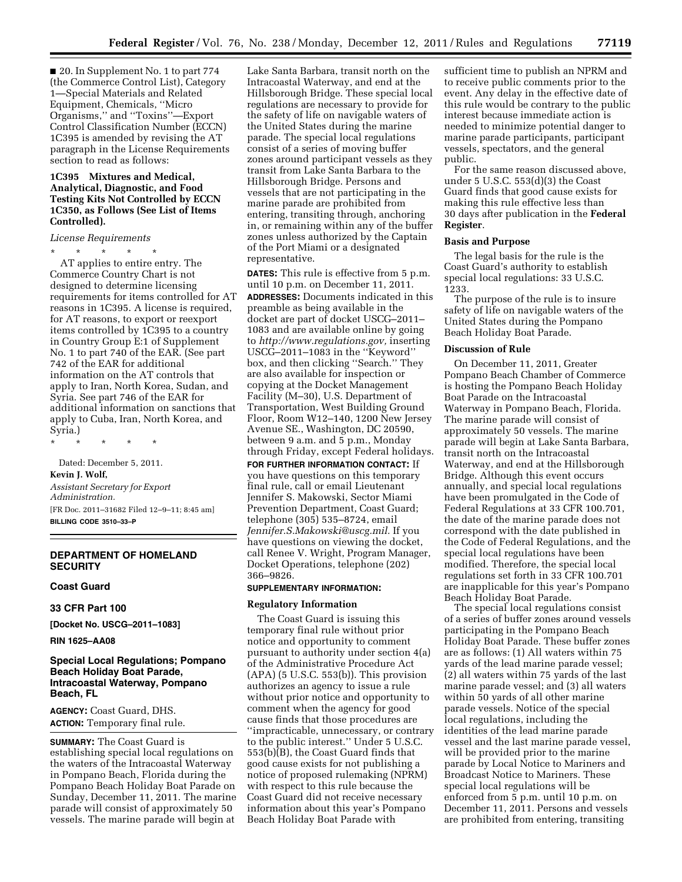■ 20. In Supplement No. 1 to part 774 (the Commerce Control List), Category 1—Special Materials and Related Equipment, Chemicals, "Micro Organisms," and "Toxins"—Export Control Classification Number (ECCN) 1C395 is amended by revising the AT paragraph in the License Requirements section to read as follows:

**1C395 Mixtures and Medical, Analytical, Diagnostic, and Food Testing Kits Not Controlled by ECCN 1C350, as Follows (See List of Items Controlled).**

*License Requirements*

\* \* \* \* \*

AT applies to entire entry. The Commerce Country Chart is not designed to determine licensing requirements for items controlled for AT reasons in 1C395. A license is required, for AT reasons, to export or reexport items controlled by 1C395 to a country in Country Group E:1 of Supplement No. 1 to part 740 of the EAR. (See part 742 of the EAR for additional information on the AT controls that apply to Iran, North Korea, Sudan, and Syria. See part 746 of the EAR for additional information on sanctions that apply to Cuba, Iran, North Korea, and Syria.)

\* \* \* \* \*

Dated: December 5, 2011.

**Kevin J. Wolf,**

*Assistant Secretary for Export Administration.*

[FR Doc. 2011–31682 Filed 12–9–11; 8:45 am]

**BILLING CODE 3510–33–P**

## DEPARTMENT OF HOMELAND SECURITY

### Coast Guard

### 33 CFR Part 100

**[Docket No. USCG–2011–1083]**

**RIN 1625–AA08**

### Special Local Regulations; Pompano Beach Holiday Boat Parade, Intracoastal Waterway, Pompano Beach, FL

**AGENCY:** Coast Guard, DHS.

**ACTION:** Temporary final rule.

**SUMMARY:** The Coast Guard is establishing special local regulations on the waters of the Intracoastal Waterway in Pompano Beach, Florida during the Pompano Beach Holiday Boat Parade on Sunday, December 11, 2011. The marine parade will consist of approximately 50 vessels. The marine parade will begin at Lake Santa Barbara, transit north on the Intracoastal Waterway, and end at the Hillsborough Bridge. These special local regulations are necessary to provide for the safety of life on navigable waters of the United States during the marine parade. The special local regulations consist of a series of moving buffer zones around participant vessels as they transit from Lake Santa Barbara to the Hillsborough Bridge. Persons and vessels that are not participating in the marine parade are prohibited from entering, transiting through, anchoring in, or remaining within any of the buffer zones unless authorized by the Captain of the Port Miami or a designated representative.

**DATES:** This rule is effective from 5 p.m. until 10 p.m. on December 11, 2011.

**ADDRESSES:** Documents indicated in this preamble as being available in the docket are part of docket USCG–2011–1083 and are available online by going to *http://www.regulations.gov,* inserting USCG–2011–1083 in the "Keyword" box, and then clicking "Search." They are also available for inspection or copying at the Docket Management Facility (M–30), U.S. Department of Transportation, West Building Ground Floor, Room W12–140, 1200 New Jersey Avenue SE., Washington, DC 20590, between 9 a.m. and 5 p.m., Monday through Friday, except Federal holidays.

**FOR FURTHER INFORMATION CONTACT:** If you have questions on this temporary final rule, call or email Lieutenant Jennifer S. Makowski, Sector Miami Prevention Department, Coast Guard; telephone (305) 535–8724, email *Jennifer.S.Makowski@uscg.mil.* If you have questions on viewing the docket, call Renee V. Wright, Program Manager, Docket Operations, telephone (202) 366–9826.

**SUPPLEMENTARY INFORMATION:**

#### Regulatory Information

The Coast Guard is issuing this temporary final rule without prior notice and opportunity to comment pursuant to authority under section 4(a) of the Administrative Procedure Act (APA) (5 U.S.C. 553(b)). This provision authorizes an agency to issue a rule without prior notice and opportunity to comment when the agency for good cause finds that those procedures are "impracticable, unnecessary, or contrary to the public interest." Under 5 U.S.C. 553(b)(B), the Coast Guard finds that good cause exists for not publishing a notice of proposed rulemaking (NPRM) with respect to this rule because the Coast Guard did not receive necessary information about this year's Pompano Beach Holiday Boat Parade with sufficient time to publish an NPRM and to receive public comments prior to the event. Any delay in the effective date of this rule would be contrary to the public interest because immediate action is needed to minimize potential danger to marine parade participants, participant vessels, spectators, and the general public.

For the same reason discussed above, under 5 U.S.C. 553(d)(3) the Coast Guard finds that good cause exists for making this rule effective less than 30 days after publication in the **Federal Register**.

#### Basis and Purpose

The legal basis for the rule is the Coast Guard's authority to establish special local regulations: 33 U.S.C. 1233.

The purpose of the rule is to insure safety of life on navigable waters of the United States during the Pompano Beach Holiday Boat Parade.

#### Discussion of Rule

On December 11, 2011, Greater Pompano Beach Chamber of Commerce is hosting the Pompano Beach Holiday Boat Parade on the Intracoastal Waterway in Pompano Beach, Florida. The marine parade will consist of approximately 50 vessels. The marine parade will begin at Lake Santa Barbara, transit north on the Intracoastal Waterway, and end at the Hillsborough Bridge. Although this event occurs annually, and special local regulations have been promulgated in the Code of Federal Regulations at 33 CFR 100.701, the date of the marine parade does not correspond with the date published in the Code of Federal Regulations, and the special local regulations have been modified. Therefore, the special local regulations set forth in 33 CFR 100.701 are inapplicable for this year's Pompano Beach Holiday Boat Parade.

The special local regulations consist of a series of buffer zones around vessels participating in the Pompano Beach Holiday Boat Parade. These buffer zones are as follows: (1) All waters within 75 yards of the lead marine parade vessel; (2) all waters within 75 yards of the last marine parade vessel; and (3) all waters within 50 yards of all other marine parade vessels. Notice of the special local regulations, including the identities of the lead marine parade vessel and the last marine parade vessel, will be provided prior to the marine parade by Local Notice to Mariners and Broadcast Notice to Mariners. These special local regulations will be enforced from 5 p.m. until 10 p.m. on December 11, 2011. Persons and vessels are prohibited from entering, transiting